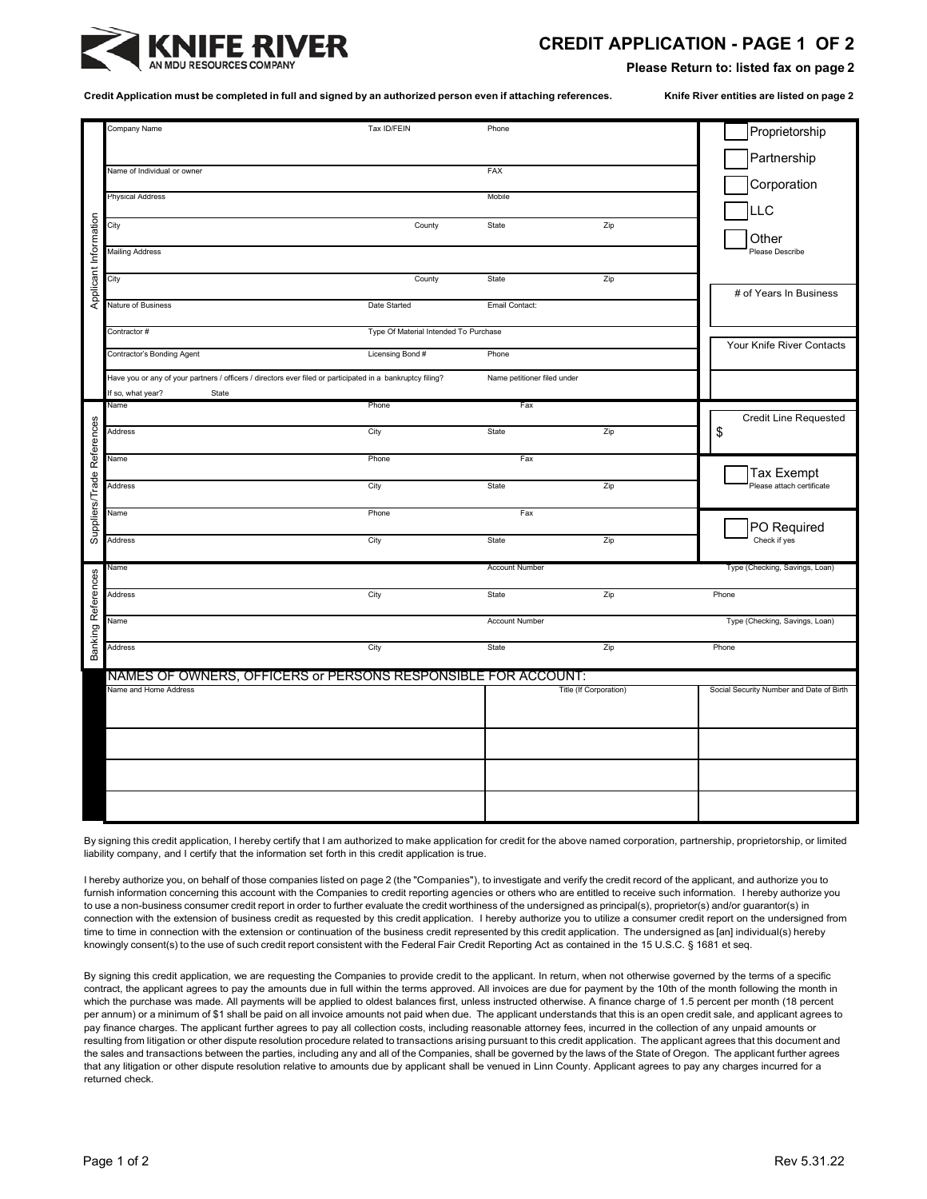KNIFE RIVER
AN MDU RESOURCES COMPANY

# CREDIT APPLICATION - PAGE 1 OF 2

**Please Return to: listed fax on page 2**

**Credit Application must be completed in full and signed by an authorized person even if attaching references.** **Knife River entities are listed on page 2**

## Applicant Information

| Company Name | Tax ID/FEIN | Phone | | ☐ Proprietorship ☐ Partnership |
|---|---|---|---|---|
| Name of Individual or owner | | FAX | | ☐ Corporation |
| Physical Address | | Mobile | | ☐ LLC |
| City | County | State | Zip | ☐ Other (Please Describe) |
| Mailing Address | | | | |
| City | County | State | Zip | # of Years In Business |
| Nature of Business | Date Started | Email Contact: | | |
| Contractor # | Type Of Material Intended To Purchase | | | Your Knife River Contacts |
| Contractor's Bonding Agent | Licensing Bond # | Phone | | |
| Have you or any of your partners / officers / directors ever filed or participated in a bankruptcy filing? | | Name petitioner filed under | | |
| If so, what year? State | | | | |

## Suppliers/Trade References

| Name | Phone | Fax | | Credit Line Requested $ |
|---|---|---|---|---|
| Address | City | State | Zip | |
| Name | Phone | Fax | | ☐ Tax Exempt (Please attach certificate) |
| Address | City | State | Zip | |
| Name | Phone | Fax | | ☐ PO Required (Check if yes) |
| Address | City | State | Zip | |

## Banking References

| Name | | Account Number | | Type (Checking, Savings, Loan) |
|---|---|---|---|---|
| Address | City | State | Zip | Phone |
| Name | | Account Number | | Type (Checking, Savings, Loan) |
| Address | City | State | Zip | Phone |

## NAMES OF OWNERS, OFFICERS or PERSONS RESPONSIBLE FOR ACCOUNT:

| Name and Home Address | Title (If Corporation) | Social Security Number and Date of Birth |
|---|---|---|
| | | |
| | | |
| | | |
| | | |

By signing this credit application, I hereby certify that I am authorized to make application for credit for the above named corporation, partnership, proprietorship, or limited liability company, and I certify that the information set forth in this credit application is true.

I hereby authorize you, on behalf of those companies listed on page 2 (the "Companies"), to investigate and verify the credit record of the applicant, and authorize you to furnish information concerning this account with the Companies to credit reporting agencies or others who are entitled to receive such information. I hereby authorize you to use a non-business consumer credit report in order to further evaluate the credit worthiness of the undersigned as principal(s), proprietor(s) and/or guarantor(s) in connection with the extension of business credit as requested by this credit application. I hereby authorize you to utilize a consumer credit report on the undersigned from time to time in connection with the extension or continuation of the business credit represented by this credit application. The undersigned as [an] individual(s) hereby knowingly consent(s) to the use of such credit report consistent with the Federal Fair Credit Reporting Act as contained in the 15 U.S.C. § 1681 et seq.

By signing this credit application, we are requesting the Companies to provide credit to the applicant. In return, when not otherwise governed by the terms of a specific contract, the applicant agrees to pay the amounts due in full within the terms approved. All invoices are due for payment by the 10th of the month following the month in which the purchase was made. All payments will be applied to oldest balances first, unless instructed otherwise. A finance charge of 1.5 percent per month (18 percent per annum) or a minimum of $1 shall be paid on all invoice amounts not paid when due. The applicant understands that this is an open credit sale, and applicant agrees to pay finance charges. The applicant further agrees to pay all collection costs, including reasonable attorney fees, incurred in the collection of any unpaid amounts or resulting from litigation or other dispute resolution procedure related to transactions arising pursuant to this credit application. The applicant agrees that this document and the sales and transactions between the parties, including any and all of the Companies, shall be governed by the laws of the State of Oregon. The applicant further agrees that any litigation or other dispute resolution relative to amounts due by applicant shall be venued in Linn County. Applicant agrees to pay any charges incurred for a returned check.

Rev 5.31.22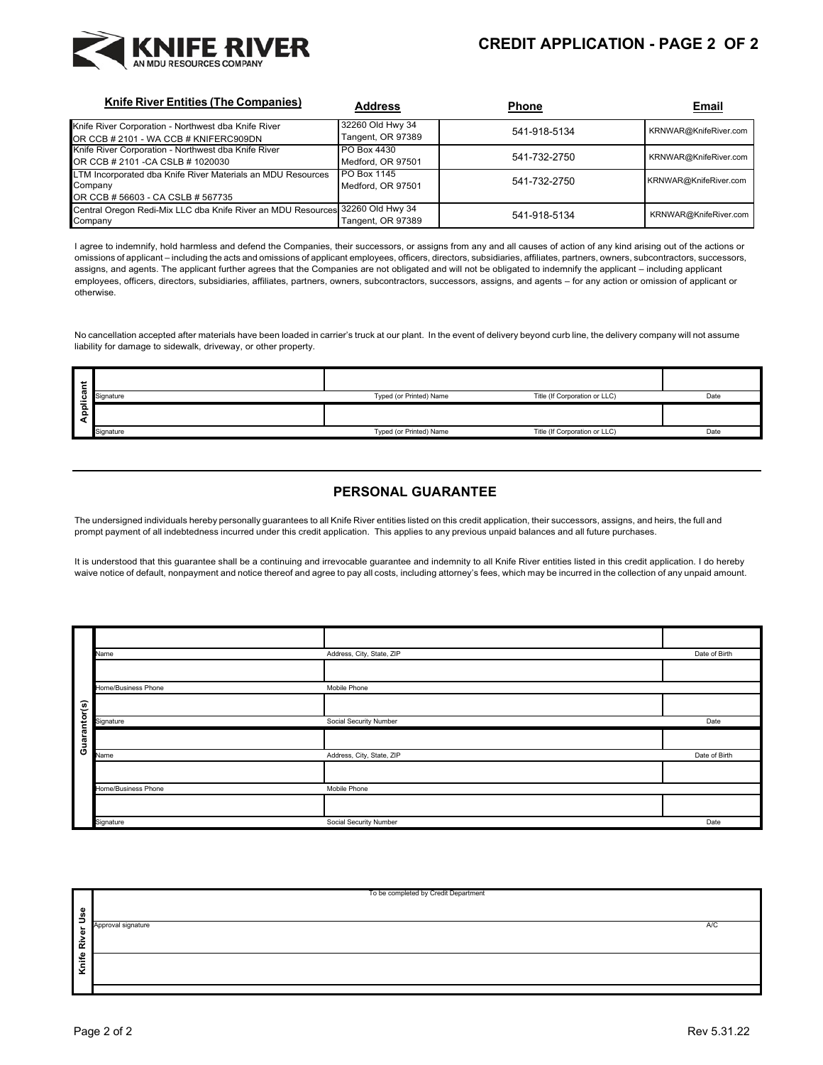# CREDIT APPLICATION - PAGE 2 OF 2

| Knife River Entities (The Companies) | Address | Phone | Email |
|---|---|---|---|
| Knife River Corporation - Northwest dba Knife River OR CCB # 2101 - WA CCB # KNIFERC909DN | 32260 Old Hwy 34 Tangent, OR 97389 | 541-918-5134 | KRNWAR@KnifeRiver.com |
| Knife River Corporation - Northwest dba Knife River OR CCB # 2101 -CA CSLB # 1020030 | PO Box 4430 Medford, OR 97501 | 541-732-2750 | KRNWAR@KnifeRiver.com |
| LTM Incorporated dba Knife River Materials an MDU Resources Company OR CCB # 56603 - CA CSLB # 567735 | PO Box 1145 Medford, OR 97501 | 541-732-2750 | KRNWAR@KnifeRiver.com |
| Central Oregon Redi-Mix LLC dba Knife River an MDU Resources Company | 32260 Old Hwy 34 Tangent, OR 97389 | 541-918-5134 | KRNWAR@KnifeRiver.com |

I agree to indemnify, hold harmless and defend the Companies, their successors, or assigns from any and all causes of action of any kind arising out of the actions or omissions of applicant – including the acts and omissions of applicant employees, officers, directors, subsidiaries, affiliates, partners, owners, subcontractors, successors, assigns, and agents. The applicant further agrees that the Companies are not obligated and will not be obligated to indemnify the applicant – including applicant employees, officers, directors, subsidiaries, affiliates, partners, owners, subcontractors, successors, assigns, and agents – for any action or omission of applicant or otherwise.

No cancellation accepted after materials have been loaded in carrier's truck at our plant. In the event of delivery beyond curb line, the delivery company will not assume liability for damage to sidewalk, driveway, or other property.

**Applicant**

| | | | |
|---|---|---|---|
| Signature | Typed (or Printed) Name | Title (If Corporation or LLC) | Date |
| Signature | Typed (or Printed) Name | Title (If Corporation or LLC) | Date |

## PERSONAL GUARANTEE

The undersigned individuals hereby personally guarantees to all Knife River entities listed on this credit application, their successors, assigns, and heirs, the full and prompt payment of all indebtedness incurred under this credit application. This applies to any previous unpaid balances and all future purchases.

It is understood that this guarantee shall be a continuing and irrevocable guarantee and indemnity to all Knife River entities listed in this credit application. I do hereby waive notice of default, nonpayment and notice thereof and agree to pay all costs, including attorney's fees, which may be incurred in the collection of any unpaid amount.

**Guarantor(s)**

| | | |
|---|---|---|
| Name | Address, City, State, ZIP | Date of Birth |
| Home/Business Phone | Mobile Phone | |
| Signature | Social Security Number | Date |
| Name | Address, City, State, ZIP | Date of Birth |
| Home/Business Phone | Mobile Phone | |
| Signature | Social Security Number | Date |

**Knife River Use**

To be completed by Credit Department

| | |
|---|---|
| Approval signature | A/C |

Rev 5.31.22